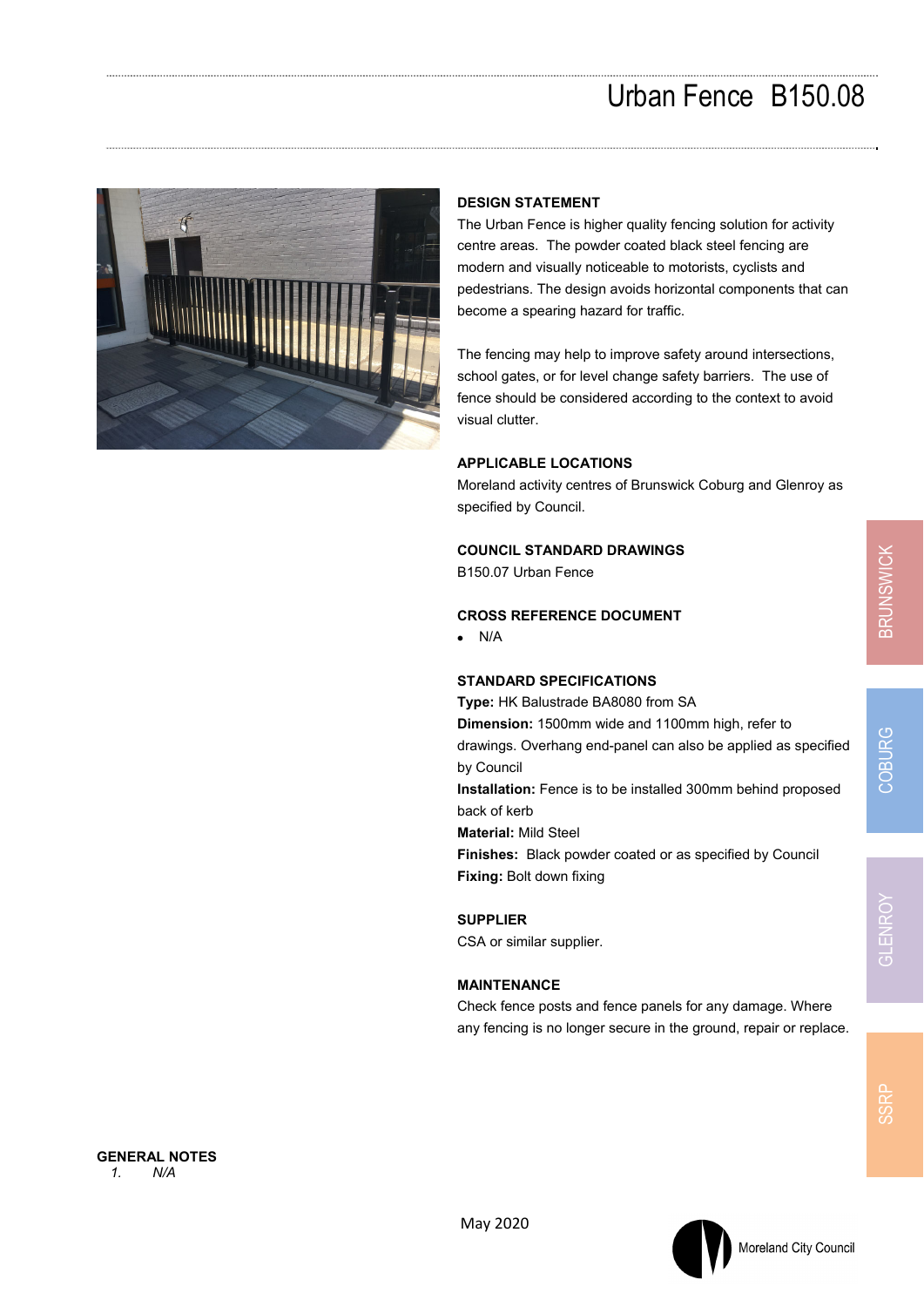# Urban Fence B150.08

## DESIGN STATEMENT

The Urban Fence is higher quality fencing solution for activity centre areas. The powder coated black steel fencing are modern and visually noticeable to motorists, cyclists and pedestrians. The design avoids horizontal components that can become a spearing hazard for traffic.

The fencing may help to improve safety around intersections, school gates, or for level change safety barriers. The use of fence should be considered according to the context to avoid visual clutter.

## APPLICABLE LOCATIONS

Moreland activity centres of Brunswick Coburg and Glenroy as specified by Council.

## COUNCIL STANDARD DRAWINGS

B150.07 Urban Fence

## CROSS REFERENCE DOCUMENT

- N/A

## STANDARD SPECIFICATIONS

**Type:** HK Balustrade BA8080 from SA

**Dimension:** 1500mm wide and 1100mm high, refer to drawings. Overhang end-panel can also be applied as specified by Council

**Installation:** Fence is to be installed 300mm behind proposed back of kerb

**Material:** Mild Steel

**Finishes:** Black powder coated or as specified by Council

**Fixing:** Bolt down fixing

## SUPPLIER

CSA or similar supplier.

## MAINTENANCE

Check fence posts and fence panels for any damage. Where any fencing is no longer secure in the ground, repair or replace.

## GENERAL NOTES

1. *N/A*

May 2020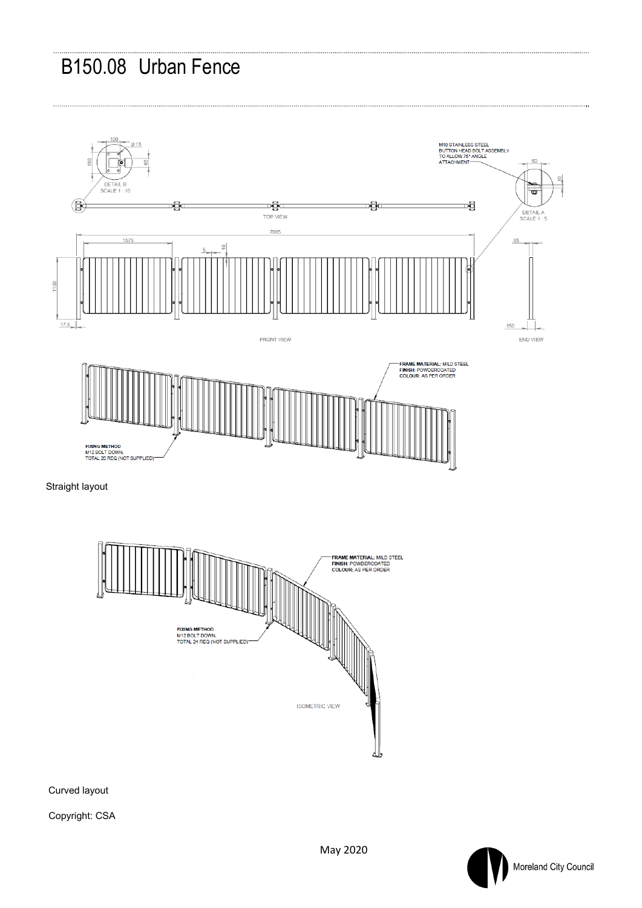# B150.08 Urban Fence

DETAIL B
SCALE 1 : 10

100

⌀13

150

65

M10 STAINLESS STEEL
BUTTON HEAD BOLT ASSEMBLY
TO ALLOW 75° ANGLE
ATTACHMENT

50

10

DETAIL A
SCALE 1 : 5

TOP VIEW

7085

1575

5

10

1100

17.5

FRONT VIEW

65

150

END VIEW

**FRAME MATERIAL:** MILD STEEL
**FINISH:** POWDERCOATED
**COLOUR:** AS PER ORDER

**FIXING METHOD**
M12 BOLT DOWN.
TOTAL 20 REQ (NOT SUPPLIED)

Straight layout

**FRAME MATERIAL:** MILD STEEL
**FINISH:** POWDERCOATED
**COLOUR:** AS PER ORDER

**FIXING METHOD**
M12 BOLT DOWN.
TOTAL 24 REQ (NOT SUPPLIED)

ISOMETRIC VIEW

Curved layout

Copyright: CSA

May 2020

Moreland City Council